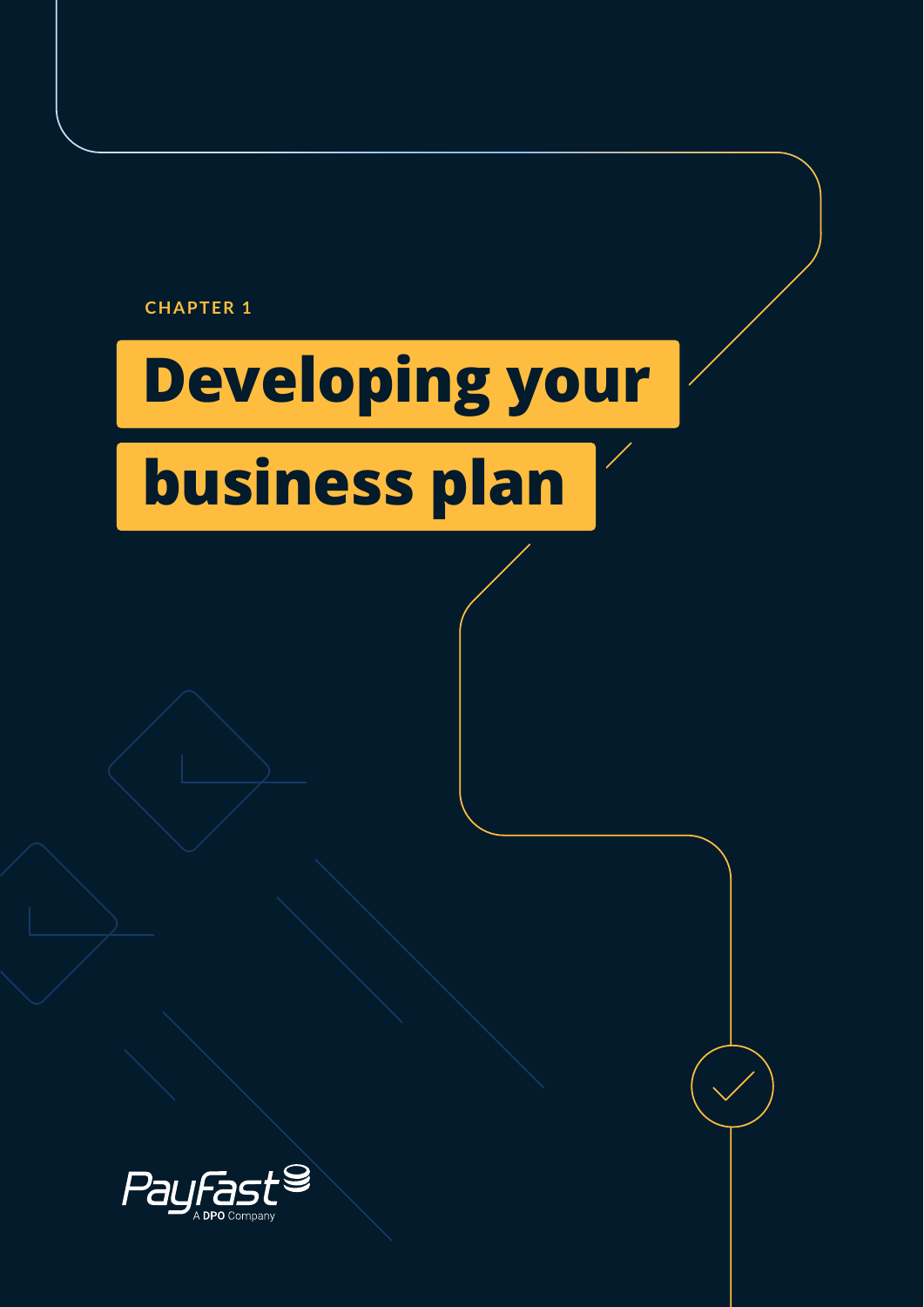CHAPTER 1

# Developing your business plan

PayFast A DPO Company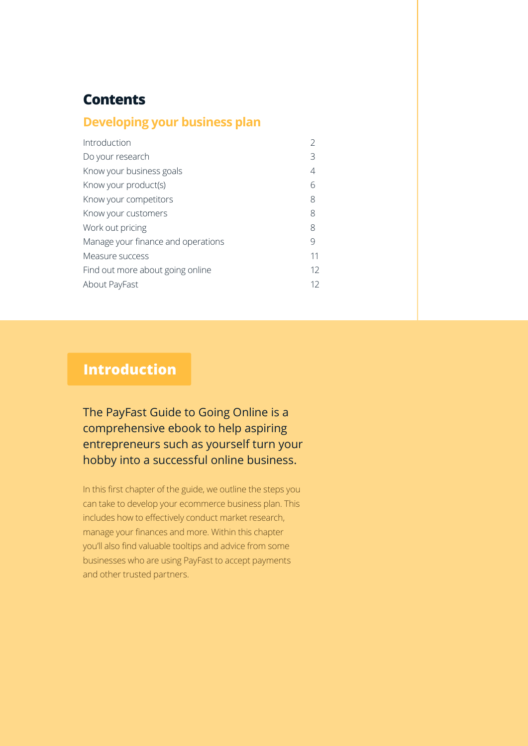## Contents

### Developing your business plan

| | |
|---|---|
| Introduction | 2 |
| Do your research | 3 |
| Know your business goals | 4 |
| Know your product(s) | 6 |
| Know your competitors | 8 |
| Know your customers | 8 |
| Work out pricing | 8 |
| Manage your finance and operations | 9 |
| Measure success | 11 |
| Find out more about going online | 12 |
| About PayFast | 12 |

## Introduction

The PayFast Guide to Going Online is a comprehensive ebook to help aspiring entrepreneurs such as yourself turn your hobby into a successful online business.

In this first chapter of the guide, we outline the steps you can take to develop your ecommerce business plan. This includes how to effectively conduct market research, manage your finances and more. Within this chapter you'll also find valuable tooltips and advice from some businesses who are using PayFast to accept payments and other trusted partners.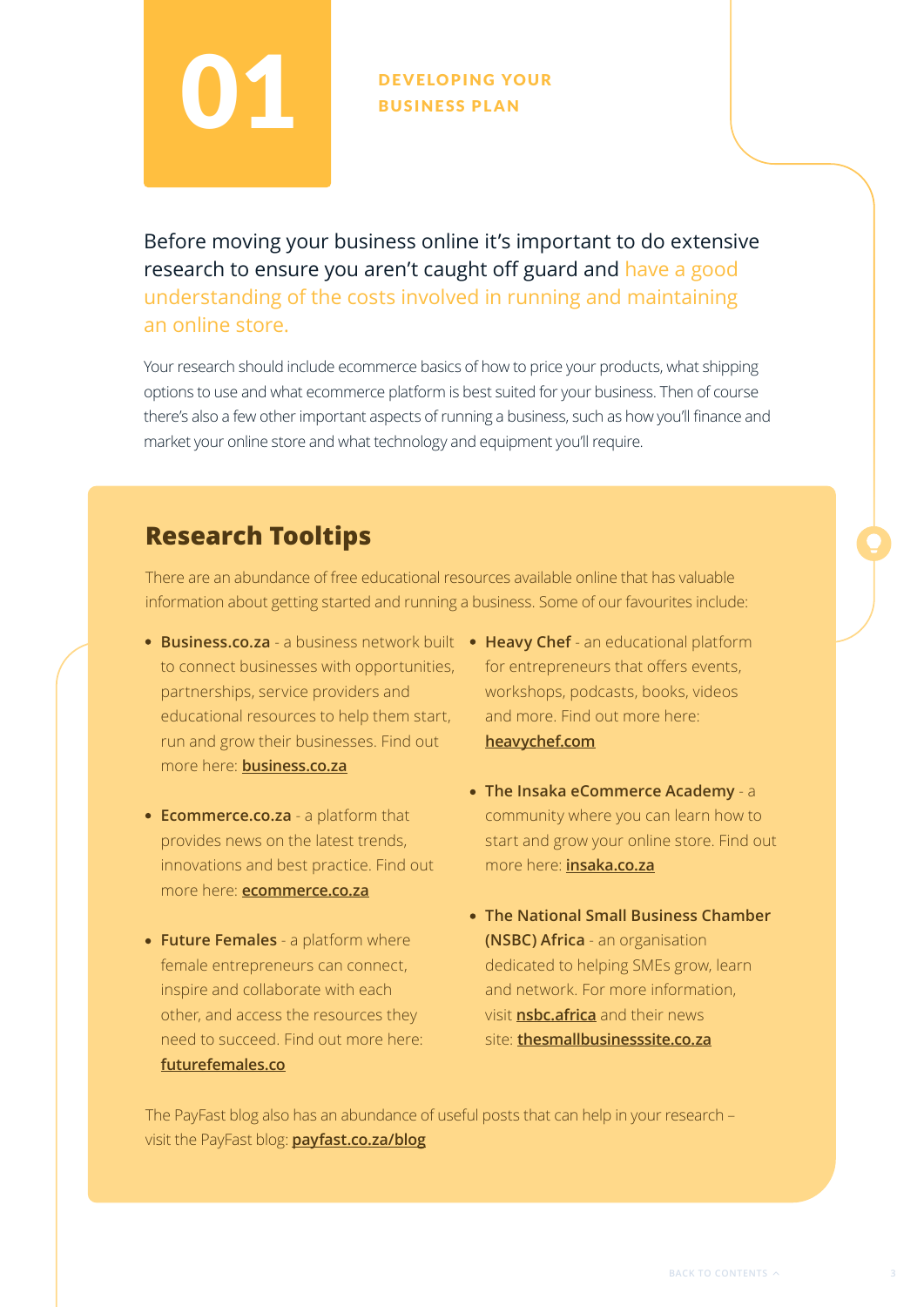# 01 DEVELOPING YOUR BUSINESS PLAN

Before moving your business online it's important to do extensive research to ensure you aren't caught off guard and have a good understanding of the costs involved in running and maintaining an online store.

Your research should include ecommerce basics of how to price your products, what shipping options to use and what ecommerce platform is best suited for your business. Then of course there's also a few other important aspects of running a business, such as how you'll finance and market your online store and what technology and equipment you'll require.

## Research Tooltips

There are an abundance of free educational resources available online that has valuable information about getting started and running a business. Some of our favourites include:

- **Business.co.za** - a business network built to connect businesses with opportunities, partnerships, service providers and educational resources to help them start, run and grow their businesses. Find out more here: **business.co.za**
- **Ecommerce.co.za** - a platform that provides news on the latest trends, innovations and best practice. Find out more here: **ecommerce.co.za**
- **Future Females** - a platform where female entrepreneurs can connect, inspire and collaborate with each other, and access the resources they need to succeed. Find out more here: **futurefemales.co**
- **Heavy Chef** - an educational platform for entrepreneurs that offers events, workshops, podcasts, books, videos and more. Find out more here: **heavychef.com**
- **The Insaka eCommerce Academy** - a community where you can learn how to start and grow your online store. Find out more here: **insaka.co.za**
- **The National Small Business Chamber (NSBC) Africa** - an organisation dedicated to helping SMEs grow, learn and network. For more information, visit **nsbc.africa** and their news site: **thesmallbusinesssite.co.za**

The PayFast blog also has an abundance of useful posts that can help in your research – visit the PayFast blog: **payfast.co.za/blog**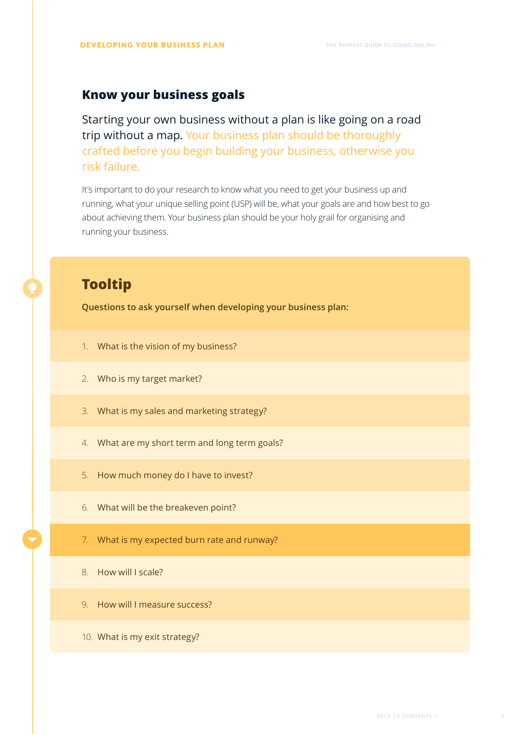## Know your business goals

Starting your own business without a plan is like going on a road trip without a map. Your business plan should be thoroughly crafted before you begin building your business, otherwise you risk failure.

It's important to do your research to know what you need to get your business up and running, what your unique selling point (USP) will be, what your goals are and how best to go about achieving them. Your business plan should be your holy grail for organising and running your business.

### Tooltip

**Questions to ask yourself when developing your business plan:**

1. What is the vision of my business?
2. Who is my target market?
3. What is my sales and marketing strategy?
4. What are my short term and long term goals?
5. How much money do I have to invest?
6. What will be the breakeven point?
7. What is my expected burn rate and runway?
8. How will I scale?
9. How will I measure success?
10. What is my exit strategy?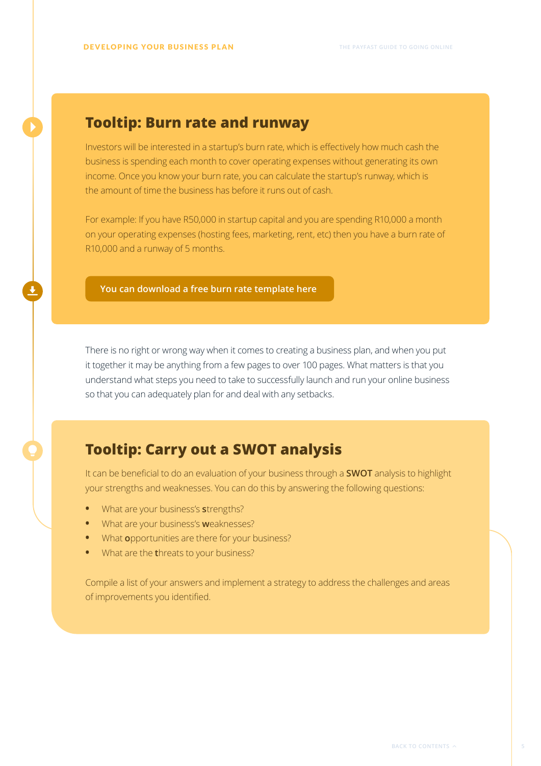## Tooltip: Burn rate and runway

Investors will be interested in a startup's burn rate, which is effectively how much cash the business is spending each month to cover operating expenses without generating its own income. Once you know your burn rate, you can calculate the startup's runway, which is the amount of time the business has before it runs out of cash.

For example: If you have R50,000 in startup capital and you are spending R10,000 a month on your operating expenses (hosting fees, marketing, rent, etc) then you have a burn rate of R10,000 and a runway of 5 months.

**You can download a free burn rate template here**

There is no right or wrong way when it comes to creating a business plan, and when you put it together it may be anything from a few pages to over 100 pages. What matters is that you understand what steps you need to take to successfully launch and run your online business so that you can adequately plan for and deal with any setbacks.

## Tooltip: Carry out a SWOT analysis

It can be beneficial to do an evaluation of your business through a **SWOT** analysis to highlight your strengths and weaknesses. You can do this by answering the following questions:

- What are your business's **s**trengths?
- What are your business's **w**eaknesses?
- What **o**pportunities are there for your business?
- What are the **t**hreats to your business?

Compile a list of your answers and implement a strategy to address the challenges and areas of improvements you identified.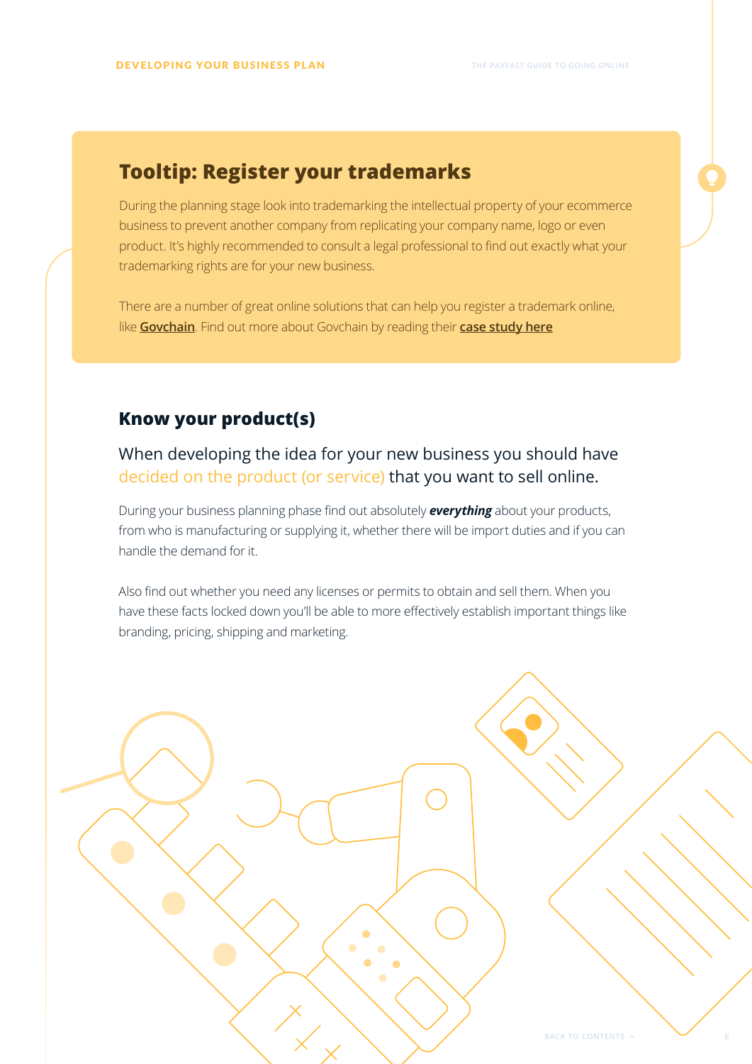## Tooltip: Register your trademarks

During the planning stage look into trademarking the intellectual property of your ecommerce business to prevent another company from replicating your company name, logo or even product. It's highly recommended to consult a legal professional to find out exactly what your trademarking rights are for your new business.

There are a number of great online solutions that can help you register a trademark online, like **Govchain**. Find out more about Govchain by reading their **case study here**

## Know your product(s)

When developing the idea for your new business you should have decided on the product (or service) that you want to sell online.

During your business planning phase find out absolutely ***everything*** about your products, from who is manufacturing or supplying it, whether there will be import duties and if you can handle the demand for it.

Also find out whether you need any licenses or permits to obtain and sell them. When you have these facts locked down you'll be able to more effectively establish important things like branding, pricing, shipping and marketing.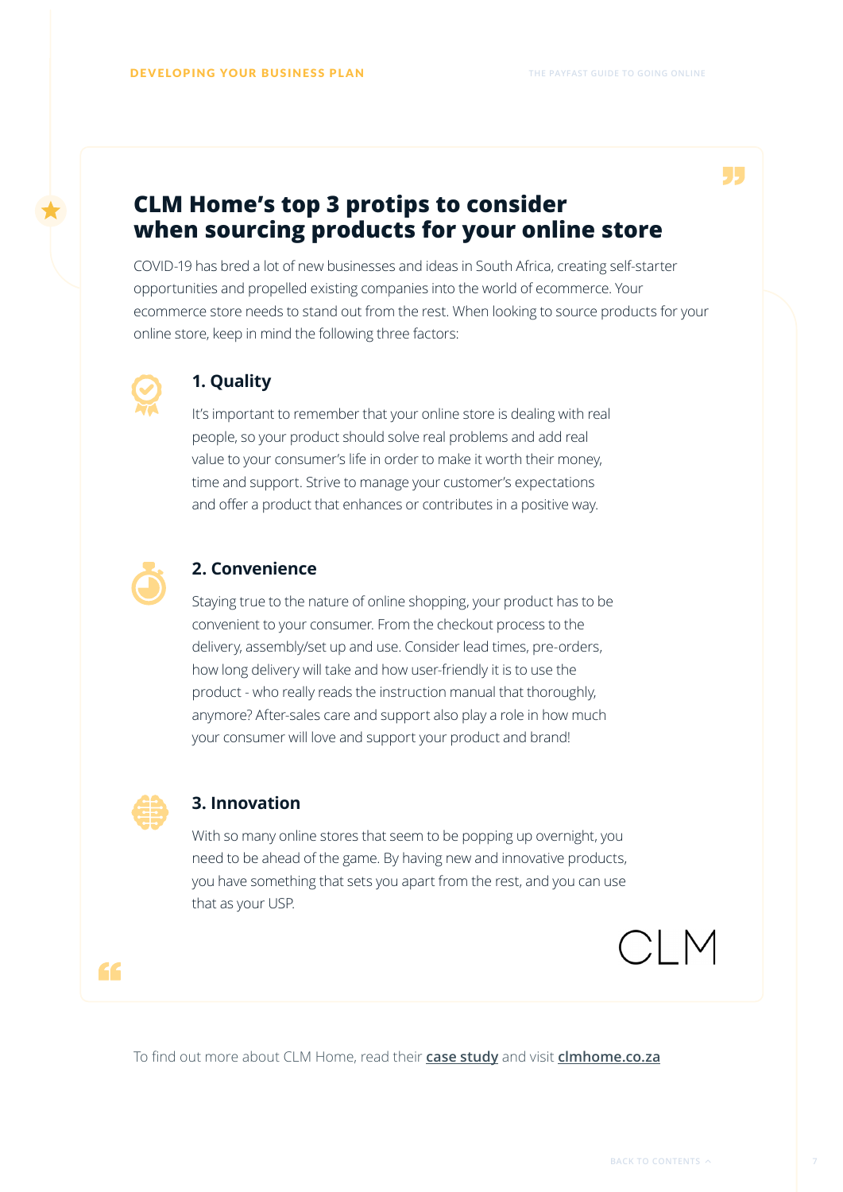## CLM Home's top 3 protips to consider when sourcing products for your online store

COVID-19 has bred a lot of new businesses and ideas in South Africa, creating self-starter opportunities and propelled existing companies into the world of ecommerce. Your ecommerce store needs to stand out from the rest. When looking to source products for your online store, keep in mind the following three factors:

### 1. Quality

It's important to remember that your online store is dealing with real people, so your product should solve real problems and add real value to your consumer's life in order to make it worth their money, time and support. Strive to manage your customer's expectations and offer a product that enhances or contributes in a positive way.

### 2. Convenience

Staying true to the nature of online shopping, your product has to be convenient to your consumer. From the checkout process to the delivery, assembly/set up and use. Consider lead times, pre-orders, how long delivery will take and how user-friendly it is to use the product - who really reads the instruction manual that thoroughly, anymore? After-sales care and support also play a role in how much your consumer will love and support your product and brand!

### 3. Innovation

With so many online stores that seem to be popping up overnight, you need to be ahead of the game. By having new and innovative products, you have something that sets you apart from the rest, and you can use that as your USP.

CLM

To find out more about CLM Home, read their **case study** and visit **clmhome.co.za**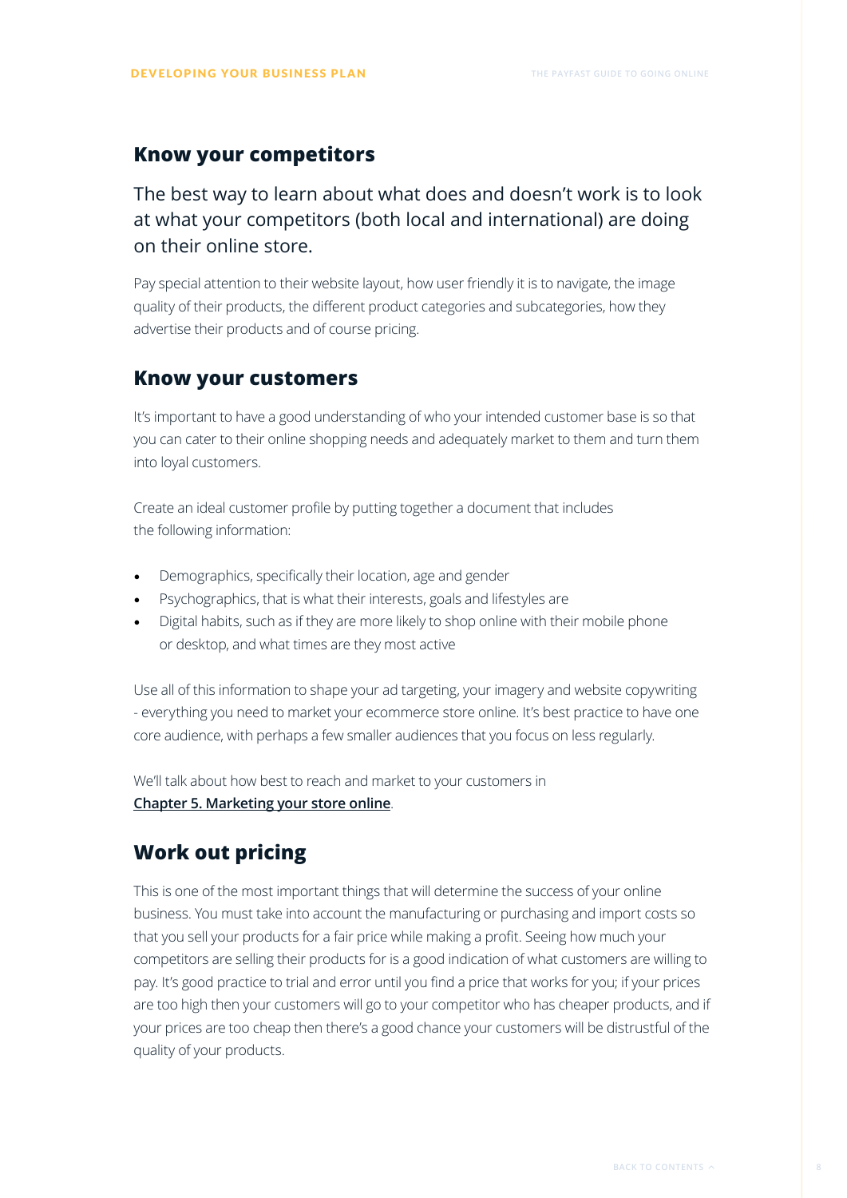## Know your competitors

The best way to learn about what does and doesn't work is to look at what your competitors (both local and international) are doing on their online store.

Pay special attention to their website layout, how user friendly it is to navigate, the image quality of their products, the different product categories and subcategories, how they advertise their products and of course pricing.

## Know your customers

It's important to have a good understanding of who your intended customer base is so that you can cater to their online shopping needs and adequately market to them and turn them into loyal customers.

Create an ideal customer profile by putting together a document that includes the following information:

- Demographics, specifically their location, age and gender
- Psychographics, that is what their interests, goals and lifestyles are
- Digital habits, such as if they are more likely to shop online with their mobile phone or desktop, and what times are they most active

Use all of this information to shape your ad targeting, your imagery and website copywriting - everything you need to market your ecommerce store online. It's best practice to have one core audience, with perhaps a few smaller audiences that you focus on less regularly.

We'll talk about how best to reach and market to your customers in **Chapter 5. Marketing your store online**.

## Work out pricing

This is one of the most important things that will determine the success of your online business. You must take into account the manufacturing or purchasing and import costs so that you sell your products for a fair price while making a profit. Seeing how much your competitors are selling their products for is a good indication of what customers are willing to pay. It's good practice to trial and error until you find a price that works for you; if your prices are too high then your customers will go to your competitor who has cheaper products, and if your prices are too cheap then there's a good chance your customers will be distrustful of the quality of your products.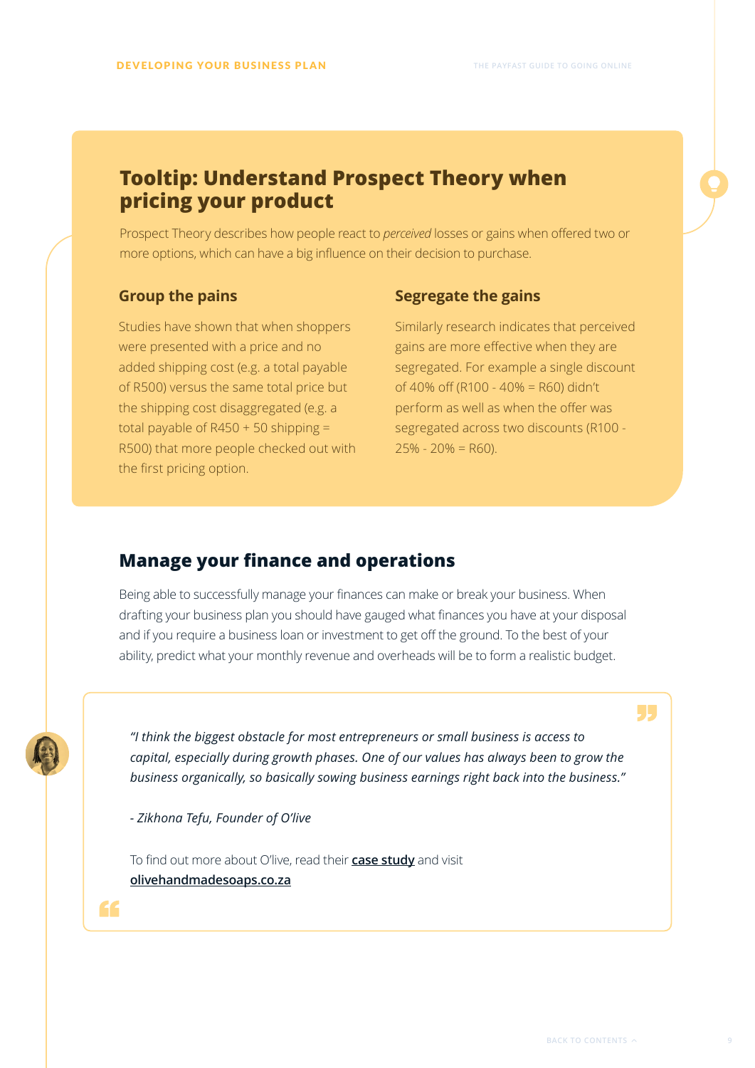## Tooltip: Understand Prospect Theory when pricing your product

Prospect Theory describes how people react to *perceived* losses or gains when offered two or more options, which can have a big influence on their decision to purchase.

### Group the pains

Studies have shown that when shoppers were presented with a price and no added shipping cost (e.g. a total payable of R500) versus the same total price but the shipping cost disaggregated (e.g. a total payable of R450 + 50 shipping = R500) that more people checked out with the first pricing option.

### Segregate the gains

Similarly research indicates that perceived gains are more effective when they are segregated. For example a single discount of 40% off (R100 - 40% = R60) didn't perform as well as when the offer was segregated across two discounts (R100 - 25% - 20% = R60).

## Manage your finance and operations

Being able to successfully manage your finances can make or break your business. When drafting your business plan you should have gauged what finances you have at your disposal and if you require a business loan or investment to get off the ground. To the best of your ability, predict what your monthly revenue and overheads will be to form a realistic budget.

> *"I think the biggest obstacle for most entrepreneurs or small business is access to capital, especially during growth phases. One of our values has always been to grow the business organically, so basically sowing business earnings right back into the business."*
>
> *- Zikhona Tefu, Founder of O'live*
>
> To find out more about O'live, read their **case study** and visit **olivehandmadesoaps.co.za**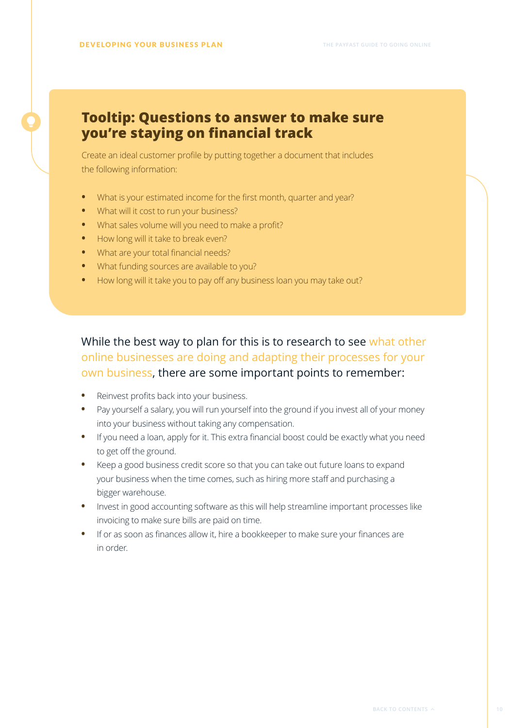## Tooltip: Questions to answer to make sure you're staying on financial track

Create an ideal customer profile by putting together a document that includes the following information:

- What is your estimated income for the first month, quarter and year?
- What will it cost to run your business?
- What sales volume will you need to make a profit?
- How long will it take to break even?
- What are your total financial needs?
- What funding sources are available to you?
- How long will it take you to pay off any business loan you may take out?

While the best way to plan for this is to research to see what other online businesses are doing and adapting their processes for your own business, there are some important points to remember:

- Reinvest profits back into your business.
- Pay yourself a salary, you will run yourself into the ground if you invest all of your money into your business without taking any compensation.
- If you need a loan, apply for it. This extra financial boost could be exactly what you need to get off the ground.
- Keep a good business credit score so that you can take out future loans to expand your business when the time comes, such as hiring more staff and purchasing a bigger warehouse.
- Invest in good accounting software as this will help streamline important processes like invoicing to make sure bills are paid on time.
- If or as soon as finances allow it, hire a bookkeeper to make sure your finances are in order.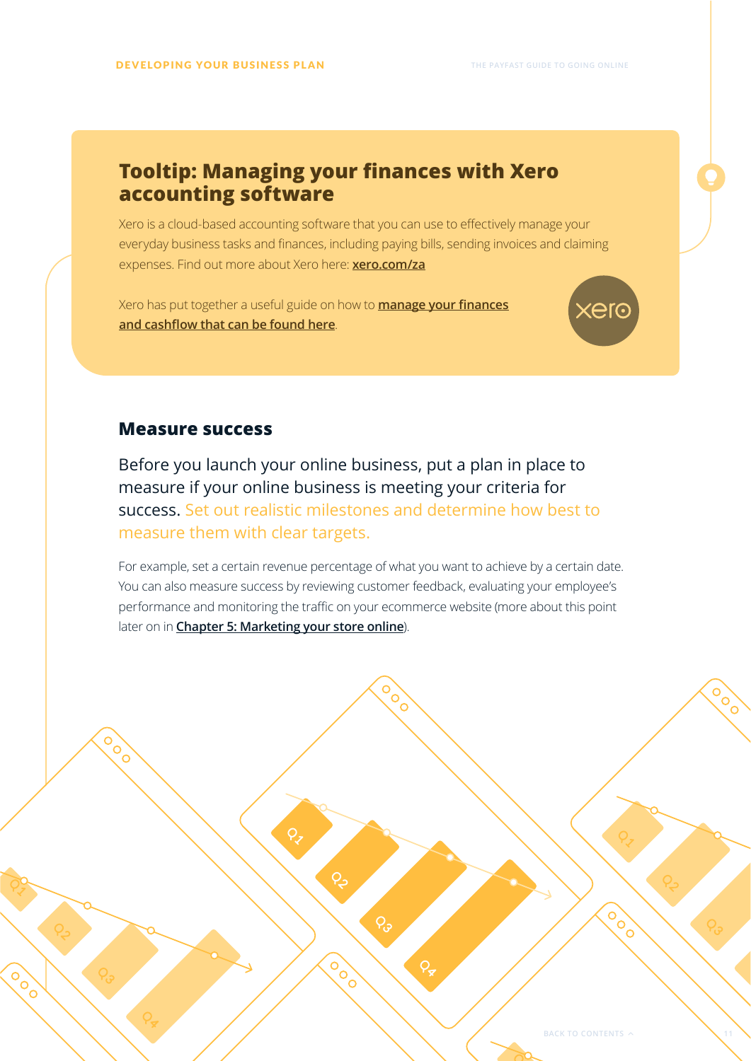## Tooltip: Managing your finances with Xero accounting software

Xero is a cloud-based accounting software that you can use to effectively manage your everyday business tasks and finances, including paying bills, sending invoices and claiming expenses. Find out more about Xero here: **xero.com/za**

Xero has put together a useful guide on how to **manage your finances and cashflow that can be found here**.

## Measure success

Before you launch your online business, put a plan in place to measure if your online business is meeting your criteria for success. Set out realistic milestones and determine how best to measure them with clear targets.

For example, set a certain revenue percentage of what you want to achieve by a certain date. You can also measure success by reviewing customer feedback, evaluating your employee's performance and monitoring the traffic on your ecommerce website (more about this point later on in **Chapter 5: Marketing your store online**).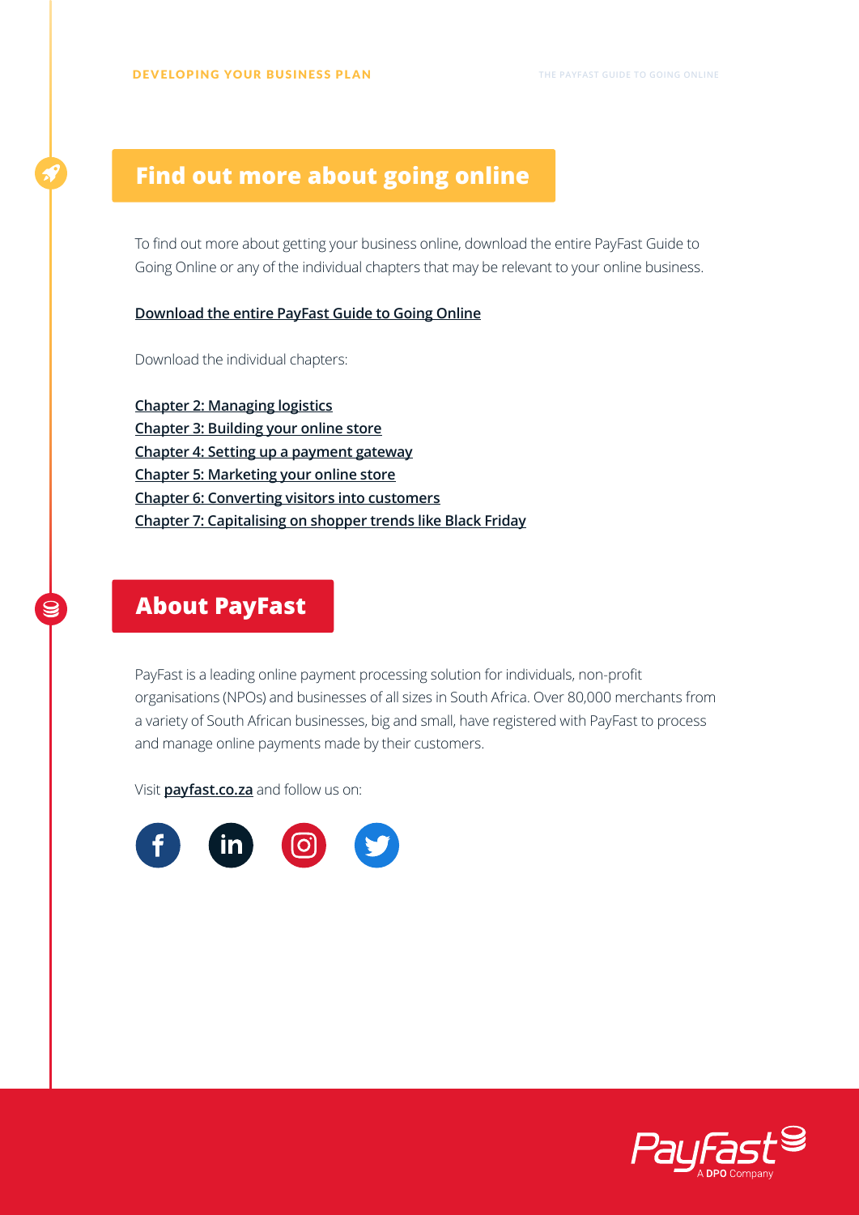## Find out more about going online

To find out more about getting your business online, download the entire PayFast Guide to Going Online or any of the individual chapters that may be relevant to your online business.

**Download the entire PayFast Guide to Going Online**

Download the individual chapters:

**Chapter 2: Managing logistics**
**Chapter 3: Building your online store**
**Chapter 4: Setting up a payment gateway**
**Chapter 5: Marketing your online store**
**Chapter 6: Converting visitors into customers**
**Chapter 7: Capitalising on shopper trends like Black Friday**

## About PayFast

PayFast is a leading online payment processing solution for individuals, non-profit organisations (NPOs) and businesses of all sizes in South Africa. Over 80,000 merchants from a variety of South African businesses, big and small, have registered with PayFast to process and manage online payments made by their customers.

Visit **payfast.co.za** and follow us on: